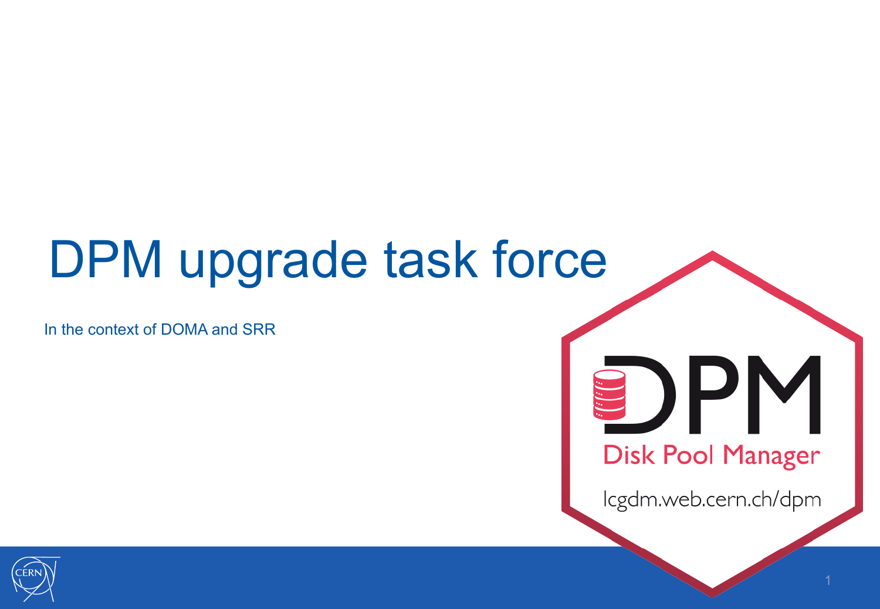# DPM upgrade task force

In the context of DOMA and SRR

DPM

Disk Pool Manager

lcgdm.web.cern.ch/dpm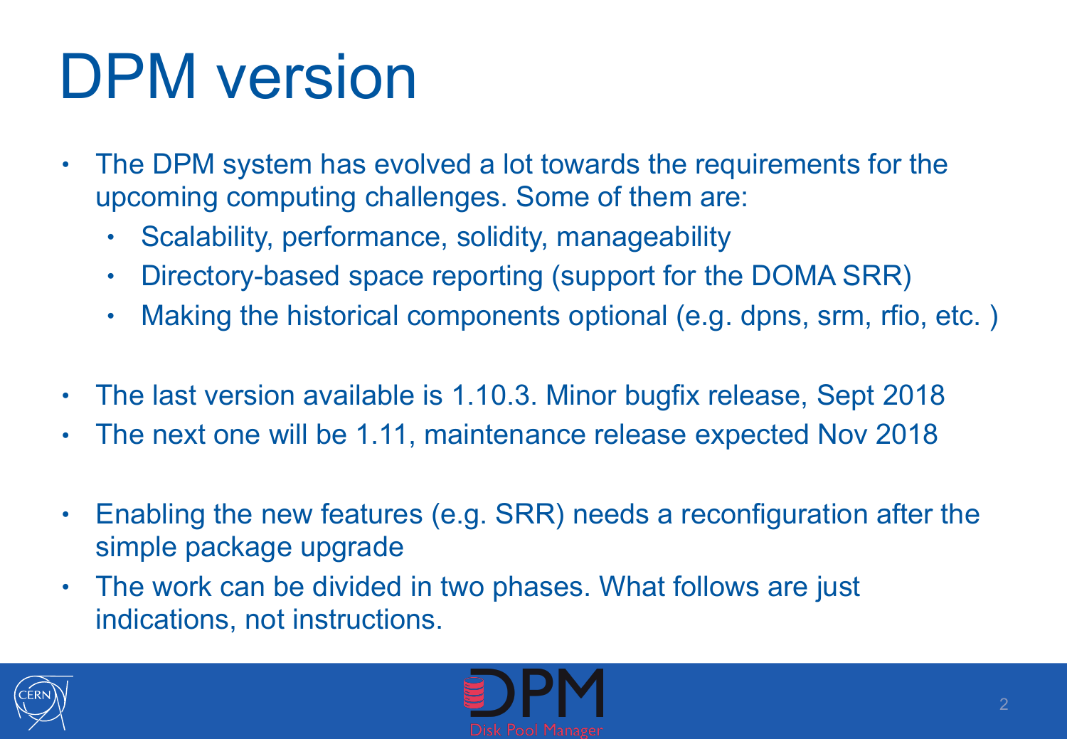# DPM version

- The DPM system has evolved a lot towards the requirements for the upcoming computing challenges. Some of them are:
  - Scalability, performance, solidity, manageability
  - Directory-based space reporting (support for the DOMA SRR)
  - Making the historical components optional (e.g. dpns, srm, rfio, etc. )

- The last version available is 1.10.3. Minor bugfix release, Sept 2018
- The next one will be 1.11, maintenance release expected Nov 2018

- Enabling the new features (e.g. SRR) needs a reconfiguration after the simple package upgrade
- The work can be divided in two phases. What follows are just indications, not instructions.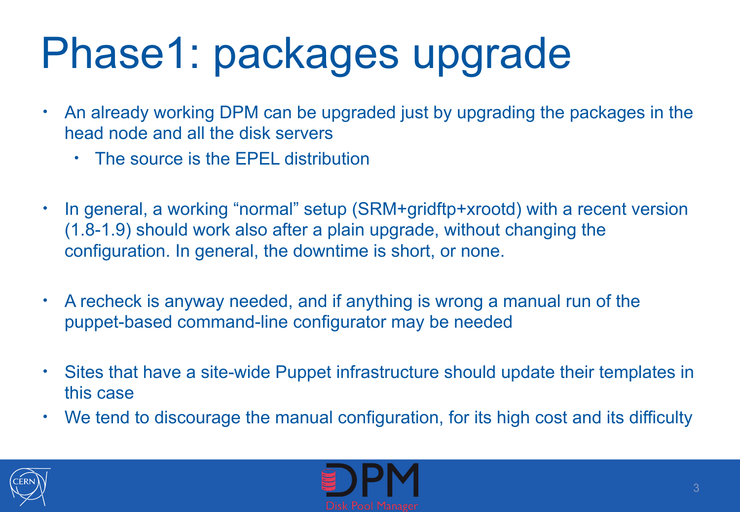# Phase1: packages upgrade

- An already working DPM can be upgraded just by upgrading the packages in the head node and all the disk servers
  - The source is the EPEL distribution

- In general, a working “normal” setup (SRM+gridftp+xrootd) with a recent version (1.8-1.9) should work also after a plain upgrade, without changing the configuration. In general, the downtime is short, or none.

- A recheck is anyway needed, and if anything is wrong a manual run of the puppet-based command-line configurator may be needed

- Sites that have a site-wide Puppet infrastructure should update their templates in this case
- We tend to discourage the manual configuration, for its high cost and its difficulty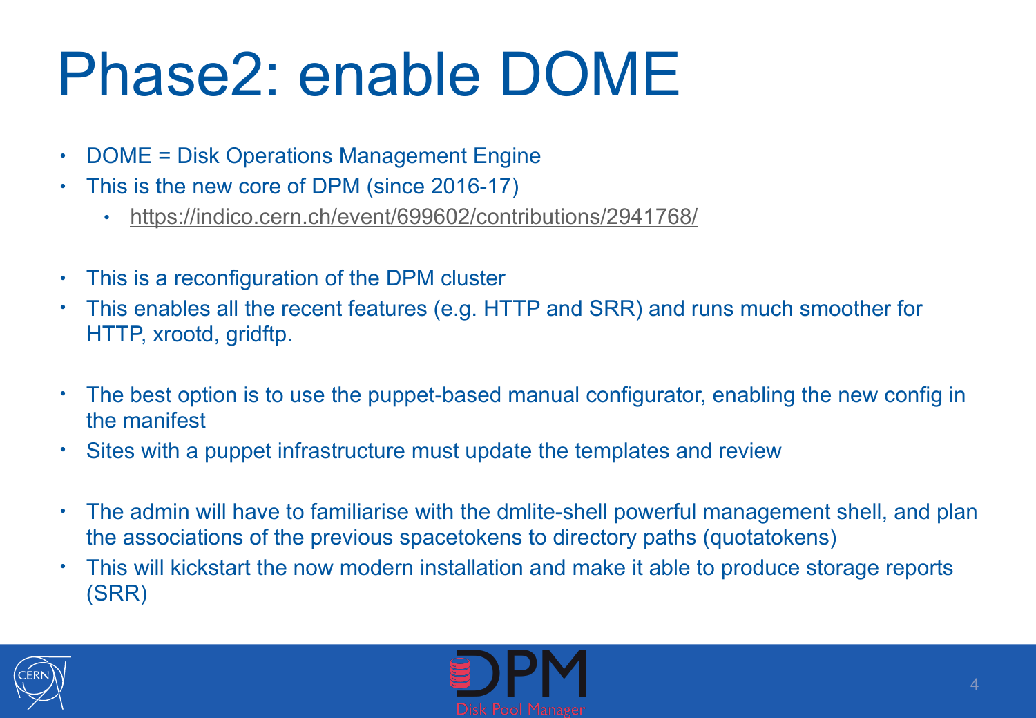# Phase2: enable DOME

- DOME = Disk Operations Management Engine
- This is the new core of DPM (since 2016-17)
  - https://indico.cern.ch/event/699602/contributions/2941768/

- This is a reconfiguration of the DPM cluster
- This enables all the recent features (e.g. HTTP and SRR) and runs much smoother for HTTP, xrootd, gridftp.

- The best option is to use the puppet-based manual configurator, enabling the new config in the manifest
- Sites with a puppet infrastructure must update the templates and review

- The admin will have to familiarise with the dmlite-shell powerful management shell, and plan the associations of the previous spacetokens to directory paths (quotatokens)
- This will kickstart the now modern installation and make it able to produce storage reports (SRR)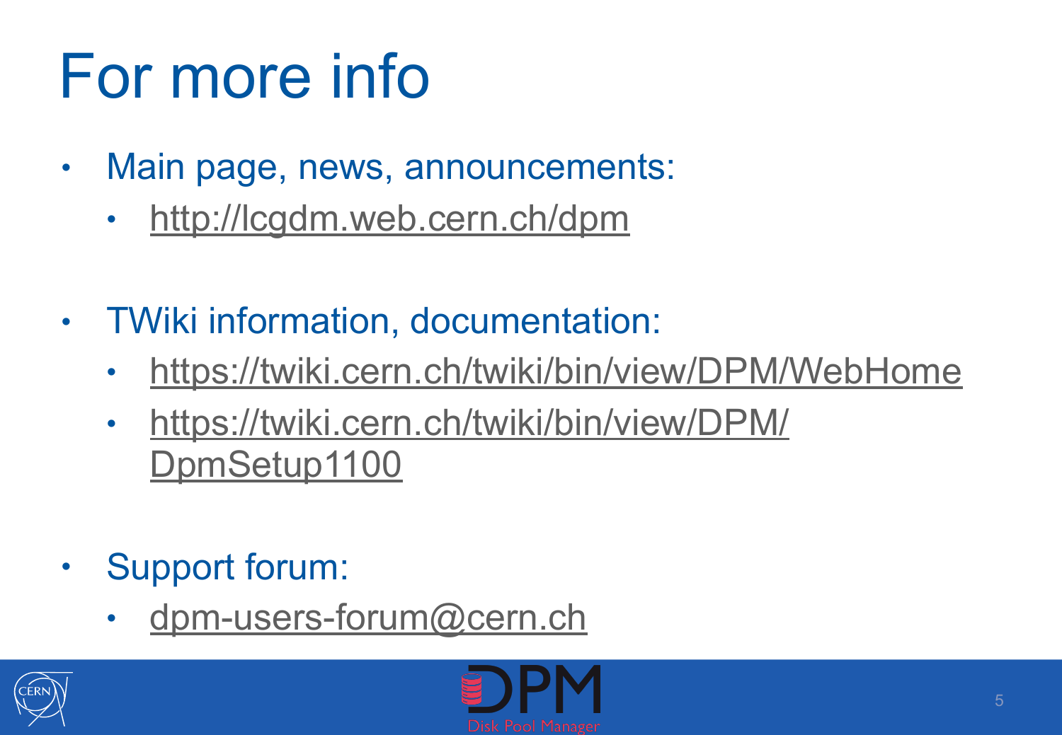# For more info

- Main page, news, announcements:
  - http://lcgdm.web.cern.ch/dpm

- TWiki information, documentation:
  - https://twiki.cern.ch/twiki/bin/view/DPM/WebHome
  - https://twiki.cern.ch/twiki/bin/view/DPM/DpmSetup1100

- Support forum:
  - dpm-users-forum@cern.ch